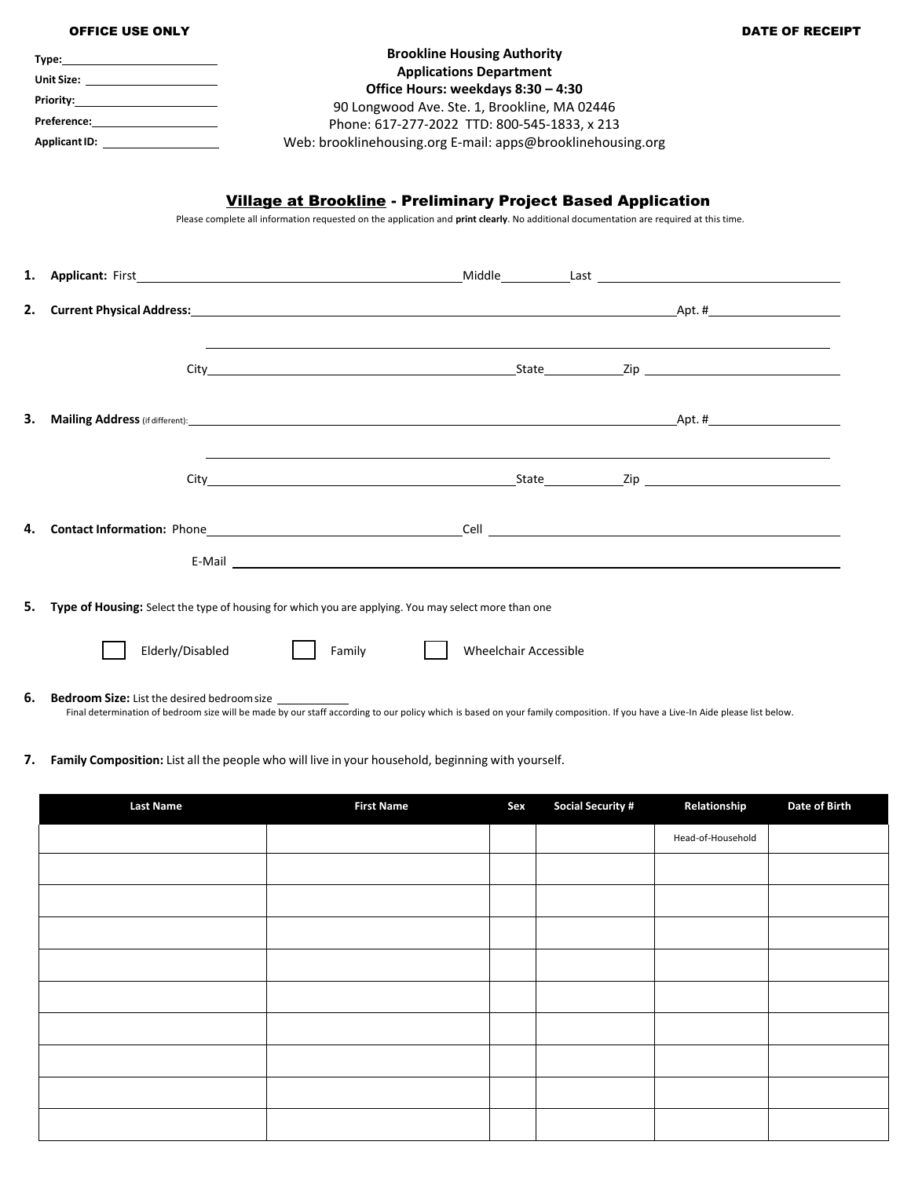OFFICE USE ONLY

Type: ____________________

Unit Size: ____________________

Priority: ____________________

Preference: ____________________

Applicant ID: ____________________

DATE OF RECEIPT

**Brookline Housing Authority**
**Applications Department**
**Office Hours: weekdays 8:30 – 4:30**
90 Longwood Ave. Ste. 1, Brookline, MA 02446
Phone: 617-277-2022 TTD: 800-545-1833, x 213
Web: brooklinehousing.org E-mail: apps@brooklinehousing.org

## Village at Brookline - Preliminary Project Based Application

Please complete all information requested on the application and **print clearly**. No additional documentation are required at this time.

1. **Applicant:** First ____________________ Middle __________ Last ____________________

2. **Current Physical Address:** ________________________________________ Apt. # __________

   ________________________________________

   City ____________________ State __________ Zip ____________________

3. **Mailing Address** (if different): ________________________________________ Apt. # __________

   ________________________________________

   City ____________________ State __________ Zip ____________________

4. **Contact Information:** Phone ____________________ Cell ____________________

   E-Mail ________________________________________

5. **Type of Housing:** Select the type of housing for which you are applying. You may select more than one

   ☐ Elderly/Disabled ☐ Family ☐ Wheelchair Accessible

6. **Bedroom Size:** List the desired bedroom size __________

   Final determination of bedroom size will be made by our staff according to our policy which is based on your family composition. If you have a Live-In Aide please list below.

7. **Family Composition:** List all the people who will live in your household, beginning with yourself.

| Last Name | First Name | Sex | Social Security # | Relationship | Date of Birth |
|---|---|---|---|---|---|
| | | | | Head-of-Household | |
| | | | | | |
| | | | | | |
| | | | | | |
| | | | | | |
| | | | | | |
| | | | | | |
| | | | | | |
| | | | | | |
| | | | | | |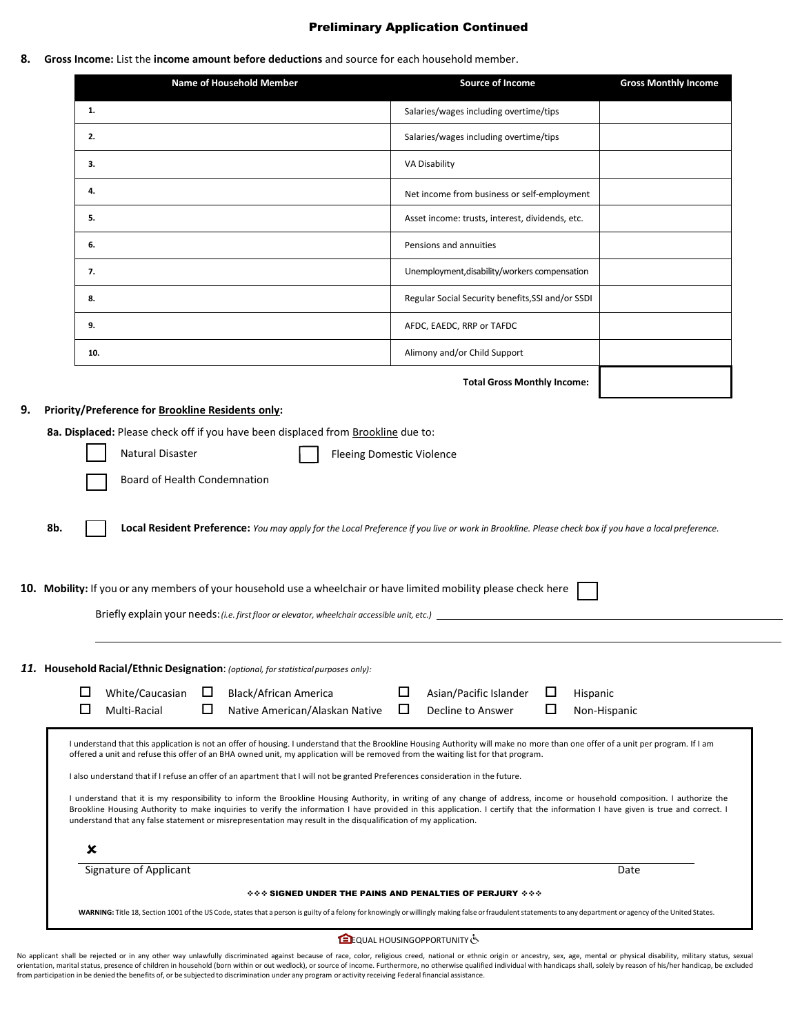## Preliminary Application Continued

**8. Gross Income:** List the **income amount before deductions** and source for each household member.

| Name of Household Member | Source of Income | Gross Monthly Income |
|---|---|---|
| 1. | Salaries/wages including overtime/tips | |
| 2. | Salaries/wages including overtime/tips | |
| 3. | VA Disability | |
| 4. | Net income from business or self-employment | |
| 5. | Asset income: trusts, interest, dividends, etc. | |
| 6. | Pensions and annuities | |
| 7. | Unemployment,disability/workers compensation | |
| 8. | Regular Social Security benefits,SSI and/or SSDI | |
| 9. | AFDC, EAEDC, RRP or TAFDC | |
| 10. | Alimony and/or Child Support | |
| | **Total Gross Monthly Income:** | |

**9. Priority/Preference for Brookline Residents only:**

**8a. Displaced:** Please check off if you have been displaced from Brookline due to:

- ☐ Natural Disaster
- ☐ Fleeing Domestic Violence
- ☐ Board of Health Condemnation

**8b.** ☐ **Local Resident Preference:** *You may apply for the Local Preference if you live or work in Brookline. Please check box if you have a local preference.*

**10. Mobility:** If you or any members of your household use a wheelchair or have limited mobility please check here ☐

Briefly explain your needs: *(i.e. first floor or elevator, wheelchair accessible unit, etc.)* ______________________________

______________________________

***11.* Household Racial/Ethnic Designation**: *(optional, for statistical purposes only):*

- ☐ White/Caucasian
- ☐ Black/African America
- ☐ Asian/Pacific Islander
- ☐ Hispanic
- ☐ Multi-Racial
- ☐ Native American/Alaskan Native
- ☐ Decline to Answer
- ☐ Non-Hispanic

I understand that this application is not an offer of housing. I understand that the Brookline Housing Authority will make no more than one offer of a unit per program. If I am offered a unit and refuse this offer of an BHA owned unit, my application will be removed from the waiting list for that program.

I also understand that if I refuse an offer of an apartment that I will not be granted Preferences consideration in the future.

I understand that it is my responsibility to inform the Brookline Housing Authority, in writing of any change of address, income or household composition. I authorize the Brookline Housing Authority to make inquiries to verify the information I have provided in this application. I certify that the information I have given is true and correct. I understand that any false statement or misrepresentation may result in the disqualification of my application.

✘ ______________________________

Signature of Applicant　　　　　　　　　　　　　　　　　　　　　　　　　　Date

**❖❖❖ SIGNED UNDER THE PAINS AND PENALTIES OF PERJURY ❖❖❖**

**WARNING:** Title 18, Section 1001 of the US Code, states that a person is guilty of a felony for knowingly or willingly making false or fraudulent statements to any department or agency of the United States.

EQUAL HOUSING OPPORTUNITY

No applicant shall be rejected or in any other way unlawfully discriminated against because of race, color, religious creed, national or ethnic origin or ancestry, sex, age, mental or physical disability, military status, sexual orientation, marital status, presence of children in household (born within or out wedlock), or source of income. Furthermore, no otherwise qualified individual with handicaps shall, solely by reason of his/her handicap, be excluded from participation in be denied the benefits of, or be subjected to discrimination under any program or activity receiving Federal financial assistance.